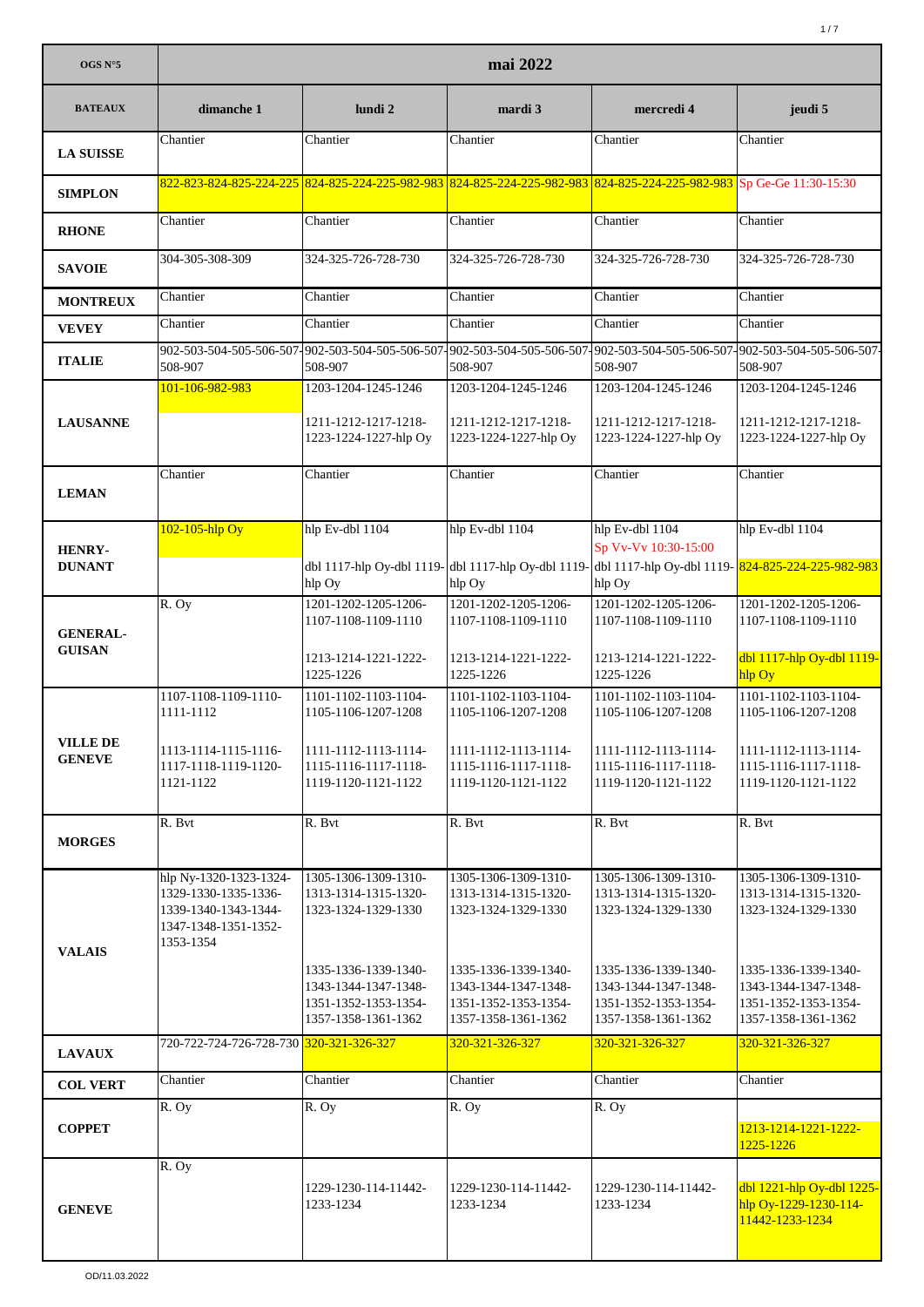| OGS N°5 | mai 2022 | | | | |
|---|---|---|---|---|---|
| **BATEAUX** | **dimanche 1** | **lundi 2** | **mardi 3** | **mercredi 4** | **jeudi 5** |
| **LA SUISSE** | Chantier | Chantier | Chantier | Chantier | Chantier |
| **SIMPLON** | 822-823-824-825-224-225 | 824-825-224-225-982-983 | 824-825-224-225-982-983 | 824-825-224-225-982-983 | Sp Ge-Ge 11:30-15:30 |
| **RHONE** | Chantier | Chantier | Chantier | Chantier | Chantier |
| **SAVOIE** | 304-305-308-309 | 324-325-726-728-730 | 324-325-726-728-730 | 324-325-726-728-730 | 324-325-726-728-730 |
| **MONTREUX** | Chantier | Chantier | Chantier | Chantier | Chantier |
| **VEVEY** | Chantier | Chantier | Chantier | Chantier | Chantier |
| **ITALIE** | 902-503-504-505-506-507-508-907 | 902-503-504-505-506-507-508-907 | 902-503-504-505-506-507-508-907 | 902-503-504-505-506-507-508-907 | 902-503-504-505-506-507-508-907 |
| **LAUSANNE** | 101-106-982-983 | 1203-1204-1245-1246<br>1211-1212-1217-1218-1223-1224-1227-hlp Oy | 1203-1204-1245-1246<br>1211-1212-1217-1218-1223-1224-1227-hlp Oy | 1203-1204-1245-1246<br>1211-1212-1217-1218-1223-1224-1227-hlp Oy | 1203-1204-1245-1246<br>1211-1212-1217-1218-1223-1224-1227-hlp Oy |
| **LEMAN** | Chantier | Chantier | Chantier | Chantier | Chantier |
| **HENRY-DUNANT** | 102-105-hlp Oy | hlp Ev-dbl 1104<br>dbl 1117-hlp Oy-dbl 1119-hlp Oy | hlp Ev-dbl 1104<br>dbl 1117-hlp Oy-dbl 1119-hlp Oy | hlp Ev-dbl 1104<br>Sp Vv-Vv 10:30-15:00<br>dbl 1117-hlp Oy-dbl 1119-hlp Oy | hlp Ev-dbl 1104<br>824-825-224-225-982-983 |
| **GENERAL-GUISAN** | R. Oy | 1201-1202-1205-1206-1107-1108-1109-1110<br>1213-1214-1221-1222-1225-1226 | 1201-1202-1205-1206-1107-1108-1109-1110<br>1213-1214-1221-1222-1225-1226 | 1201-1202-1205-1206-1107-1108-1109-1110<br>1213-1214-1221-1222-1225-1226 | 1201-1202-1205-1206-1107-1108-1109-1110<br>dbl 1117-hlp Oy-dbl 1119-hlp Oy |
| **VILLE DE GENEVE** | 1107-1108-1109-1110-1111-1112<br>1113-1114-1115-1116-1117-1118-1119-1120-1121-1122 | 1101-1102-1103-1104-1105-1106-1207-1208<br>1111-1112-1113-1114-1115-1116-1117-1118-1119-1120-1121-1122 | 1101-1102-1103-1104-1105-1106-1207-1208<br>1111-1112-1113-1114-1115-1116-1117-1118-1119-1120-1121-1122 | 1101-1102-1103-1104-1105-1106-1207-1208<br>1111-1112-1113-1114-1115-1116-1117-1118-1119-1120-1121-1122 | 1101-1102-1103-1104-1105-1106-1207-1208<br>1111-1112-1113-1114-1115-1116-1117-1118-1119-1120-1121-1122 |
| **MORGES** | R. Bvt | R. Bvt | R. Bvt | R. Bvt | R. Bvt |
| **VALAIS** | hlp Ny-1320-1323-1324-1329-1330-1335-1336-1339-1340-1343-1344-1347-1348-1351-1352-1353-1354 | 1305-1306-1309-1310-1313-1314-1315-1320-1323-1324-1329-1330<br>1335-1336-1339-1340-1343-1344-1347-1348-1351-1352-1353-1354-1357-1358-1361-1362 | 1305-1306-1309-1310-1313-1314-1315-1320-1323-1324-1329-1330<br>1335-1336-1339-1340-1343-1344-1347-1348-1351-1352-1353-1354-1357-1358-1361-1362 | 1305-1306-1309-1310-1313-1314-1315-1320-1323-1324-1329-1330<br>1335-1336-1339-1340-1343-1344-1347-1348-1351-1352-1353-1354-1357-1358-1361-1362 | 1305-1306-1309-1310-1313-1314-1315-1320-1323-1324-1329-1330<br>1335-1336-1339-1340-1343-1344-1347-1348-1351-1352-1353-1354-1357-1358-1361-1362 |
| **LAVAUX** | 720-722-724-726-728-730 | 320-321-326-327 | 320-321-326-327 | 320-321-326-327 | 320-321-326-327 |
| **COL VERT** | Chantier | Chantier | Chantier | Chantier | Chantier |
| **COPPET** | R. Oy | R. Oy | R. Oy | R. Oy | 1213-1214-1221-1222-1225-1226 |
| **GENEVE** | R. Oy | 1229-1230-114-11442-1233-1234 | 1229-1230-114-11442-1233-1234 | 1229-1230-114-11442-1233-1234 | dbl 1221-hlp Oy-dbl 1225-hlp Oy-1229-1230-114-11442-1233-1234 |

OD/11.03.2022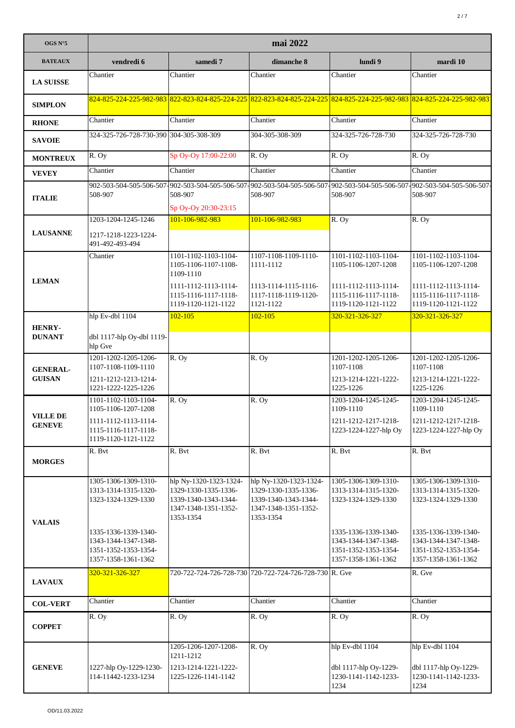| OGS N°5 | mai 2022 | | | | |
|---|---|---|---|---|---|
| **BATEAUX** | **vendredi 6** | **samedi 7** | **dimanche 8** | **lundi 9** | **mardi 10** |
| **LA SUISSE** | Chantier | Chantier | Chantier | Chantier | Chantier |
| **SIMPLON** | 824-825-224-225-982-983 | 822-823-824-825-224-225 | 822-823-824-825-224-225 | 824-825-224-225-982-983 | 824-825-224-225-982-983 |
| **RHONE** | Chantier | Chantier | Chantier | Chantier | Chantier |
| **SAVOIE** | 324-325-726-728-730-390 | 304-305-308-309 | 304-305-308-309 | 324-325-726-728-730 | 324-325-726-728-730 |
| **MONTREUX** | R. Oy | Sp Oy-Oy 17:00-22:00 | R. Oy | R. Oy | R. Oy |
| **VEVEY** | Chantier | Chantier | Chantier | Chantier | Chantier |
| **ITALIE** | 902-503-504-505-506-507-508-907 | 902-503-504-505-506-507-508-907<br>Sp Oy-Oy 20:30-23:15 | 902-503-504-505-506-507-508-907 | 902-503-504-505-506-507-508-907 | 902-503-504-505-506-507-508-907 |
| **LAUSANNE** | 1203-1204-1245-1246<br>1217-1218-1223-1224-491-492-493-494 | 101-106-982-983 | 101-106-982-983 | R. Oy | R. Oy |
| **LEMAN** | Chantier | 1101-1102-1103-1104-1105-1106-1107-1108-1109-1110<br>1111-1112-1113-1114-1115-1116-1117-1118-1119-1120-1121-1122 | 1107-1108-1109-1110-1111-1112<br>1113-1114-1115-1116-1117-1118-1119-1120-1121-1122 | 1101-1102-1103-1104-1105-1106-1207-1208<br>1111-1112-1113-1114-1115-1116-1117-1118-1119-1120-1121-1122 | 1101-1102-1103-1104-1105-1106-1207-1208<br>1111-1112-1113-1114-1115-1116-1117-1118-1119-1120-1121-1122 |
| **HENRY-DUNANT** | hlp Ev-dbl 1104<br>dbl 1117-hlp Oy-dbl 1119-hlp Gve | 102-105 | 102-105 | 320-321-326-327 | 320-321-326-327 |
| **GENERAL-GUISAN** | 1201-1202-1205-1206-1107-1108-1109-1110<br>1211-1212-1213-1214-1221-1222-1225-1226 | R. Oy | R. Oy | 1201-1202-1205-1206-1107-1108<br>1213-1214-1221-1222-1225-1226 | 1201-1202-1205-1206-1107-1108<br>1213-1214-1221-1222-1225-1226 |
| **VILLE DE GENEVE** | 1101-1102-1103-1104-1105-1106-1207-1208<br>1111-1112-1113-1114-1115-1116-1117-1118-1119-1120-1121-1122 | R. Oy | R. Oy | 1203-1204-1245-1245-1109-1110<br>1211-1212-1217-1218-1223-1224-1227-hlp Oy | 1203-1204-1245-1245-1109-1110<br>1211-1212-1217-1218-1223-1224-1227-hlp Oy |
| **MORGES** | R. Bvt | R. Bvt | R. Bvt | R. Bvt | R. Bvt |
| **VALAIS** | 1305-1306-1309-1310-1313-1314-1315-1320-1323-1324-1329-1330<br>1335-1336-1339-1340-1343-1344-1347-1348-1351-1352-1353-1354-1357-1358-1361-1362 | hlp Ny-1320-1323-1324-1329-1330-1335-1336-1339-1340-1343-1344-1347-1348-1351-1352-1353-1354 | hlp Ny-1320-1323-1324-1329-1330-1335-1336-1339-1340-1343-1344-1347-1348-1351-1352-1353-1354 | 1305-1306-1309-1310-1313-1314-1315-1320-1323-1324-1329-1330<br>1335-1336-1339-1340-1343-1344-1347-1348-1351-1352-1353-1354-1357-1358-1361-1362 | 1305-1306-1309-1310-1313-1314-1315-1320-1323-1324-1329-1330<br>1335-1336-1339-1340-1343-1344-1347-1348-1351-1352-1353-1354-1357-1358-1361-1362 |
| **LAVAUX** | 320-321-326-327 | 720-722-724-726-728-730 | 720-722-724-726-728-730 | R. Gve | R. Gve |
| **COL-VERT** | Chantier | Chantier | Chantier | Chantier | Chantier |
| **COPPET** | R. Oy | R. Oy | R. Oy | R. Oy | R. Oy |
| **GENEVE** | 1227-hlp Oy-1229-1230-114-11442-1233-1234 | 1205-1206-1207-1208-1211-1212<br>1213-1214-1221-1222-1225-1226-1141-1142 | R. Oy | hlp Ev-dbl 1104<br>dbl 1117-hlp Oy-1229-1230-1141-1142-1233-1234 | hlp Ev-dbl 1104<br>dbl 1117-hlp Oy-1229-1230-1141-1142-1233-1234 |

OD/11.03.2022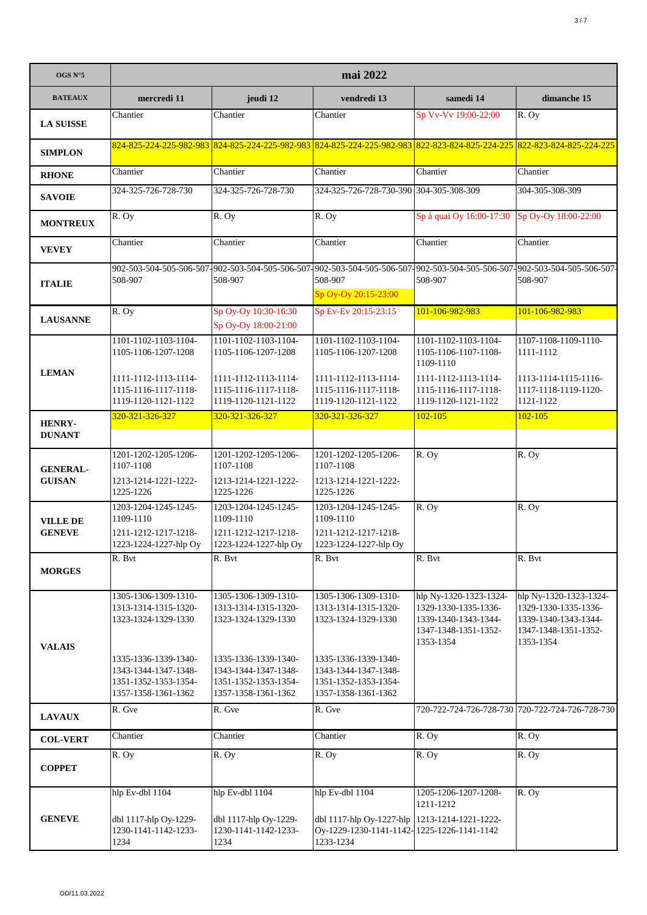| OGS N°5 | mai 2022 | | | | |
|---|---|---|---|---|---|
| **BATEAUX** | **mercredi 11** | **jeudi 12** | **vendredi 13** | **samedi 14** | **dimanche 15** |
| **LA SUISSE** | Chantier | Chantier | Chantier | Sp Vv-Vv 19:00-22:00 | R. Oy |
| **SIMPLON** | 824-825-224-225-982-983 | 824-825-224-225-982-983 | 824-825-224-225-982-983 | 822-823-824-825-224-225 | 822-823-824-825-224-225 |
| **RHONE** | Chantier | Chantier | Chantier | Chantier | Chantier |
| **SAVOIE** | 324-325-726-728-730 | 324-325-726-728-730 | 324-325-726-728-730-390 | 304-305-308-309 | 304-305-308-309 |
| **MONTREUX** | R. Oy | R. Oy | R. Oy | Sp à quai Oy 16:00-17:30 | Sp Oy-Oy 18:00-22:00 |
| **VEVEY** | Chantier | Chantier | Chantier | Chantier | Chantier |
| **ITALIE** | 902-503-504-505-506-507-508-907 | 902-503-504-505-506-507-508-907 | 902-503-504-505-506-507-508-907<br>Sp Oy-Oy 20:15-23:00 | 902-503-504-505-506-507-508-907 | 902-503-504-505-506-507-508-907 |
| **LAUSANNE** | R. Oy | Sp Oy-Oy 10:30-16:30<br>Sp Oy-Oy 18:00-21:00 | Sp Ev-Ev 20:15-23:15 | 101-106-982-983 | 101-106-982-983 |
| **LEMAN** | 1101-1102-1103-1104-1105-1106-1207-1208<br>1111-1112-1113-1114-1115-1116-1117-1118-1119-1120-1121-1122 | 1101-1102-1103-1104-1105-1106-1207-1208<br>1111-1112-1113-1114-1115-1116-1117-1118-1119-1120-1121-1122 | 1101-1102-1103-1104-1105-1106-1207-1208<br>1111-1112-1113-1114-1115-1116-1117-1118-1119-1120-1121-1122 | 1101-1102-1103-1104-1105-1106-1107-1108-1109-1110<br>1111-1112-1113-1114-1115-1116-1117-1118-1119-1120-1121-1122 | 1107-1108-1109-1110-1111-1112<br>1113-1114-1115-1116-1117-1118-1119-1120-1121-1122 |
| **HENRY-DUNANT** | 320-321-326-327 | 320-321-326-327 | 320-321-326-327 | 102-105 | 102-105 |
| **GENERAL-GUISAN** | 1201-1202-1205-1206-1107-1108<br>1213-1214-1221-1222-1225-1226 | 1201-1202-1205-1206-1107-1108<br>1213-1214-1221-1222-1225-1226 | 1201-1202-1205-1206-1107-1108<br>1213-1214-1221-1222-1225-1226 | R. Oy | R. Oy |
| **VILLE DE GENEVE** | 1203-1204-1245-1245-1109-1110<br>1211-1212-1217-1218-1223-1224-1227-hlp Oy | 1203-1204-1245-1245-1109-1110<br>1211-1212-1217-1218-1223-1224-1227-hlp Oy | 1203-1204-1245-1245-1109-1110<br>1211-1212-1217-1218-1223-1224-1227-hlp Oy | R. Oy | R. Oy |
| **MORGES** | R. Bvt | R. Bvt | R. Bvt | R. Bvt | R. Bvt |
| **VALAIS** | 1305-1306-1309-1310-1313-1314-1315-1320-1323-1324-1329-1330<br>1335-1336-1339-1340-1343-1344-1347-1348-1351-1352-1353-1354-1357-1358-1361-1362 | 1305-1306-1309-1310-1313-1314-1315-1320-1323-1324-1329-1330<br>1335-1336-1339-1340-1343-1344-1347-1348-1351-1352-1353-1354-1357-1358-1361-1362 | 1305-1306-1309-1310-1313-1314-1315-1320-1323-1324-1329-1330<br>1335-1336-1339-1340-1343-1344-1347-1348-1351-1352-1353-1354-1357-1358-1361-1362 | hlp Ny-1320-1323-1324-1329-1330-1335-1336-1339-1340-1343-1344-1347-1348-1351-1352-1353-1354 | hlp Ny-1320-1323-1324-1329-1330-1335-1336-1339-1340-1343-1344-1347-1348-1351-1352-1353-1354 |
| **LAVAUX** | R. Gve | R. Gve | R. Gve | 720-722-724-726-728-730 | 720-722-724-726-728-730 |
| **COL-VERT** | Chantier | Chantier | Chantier | R. Oy | R. Oy |
| **COPPET** | R. Oy | R. Oy | R. Oy | R. Oy | R. Oy |
| **GENEVE** | hlp Ev-dbl 1104<br>dbl 1117-hlp Oy-1229-1230-1141-1142-1233-1234 | hlp Ev-dbl 1104<br>dbl 1117-hlp Oy-1229-1230-1141-1142-1233-1234 | hlp Ev-dbl 1104<br>dbl 1117-hlp Oy-1227-hlp Oy-1229-1230-1141-1142-1233-1234 | 1205-1206-1207-1208-1211-1212<br>1213-1214-1221-1222-1225-1226-1141-1142 | R. Oy |

OD/11.03.2022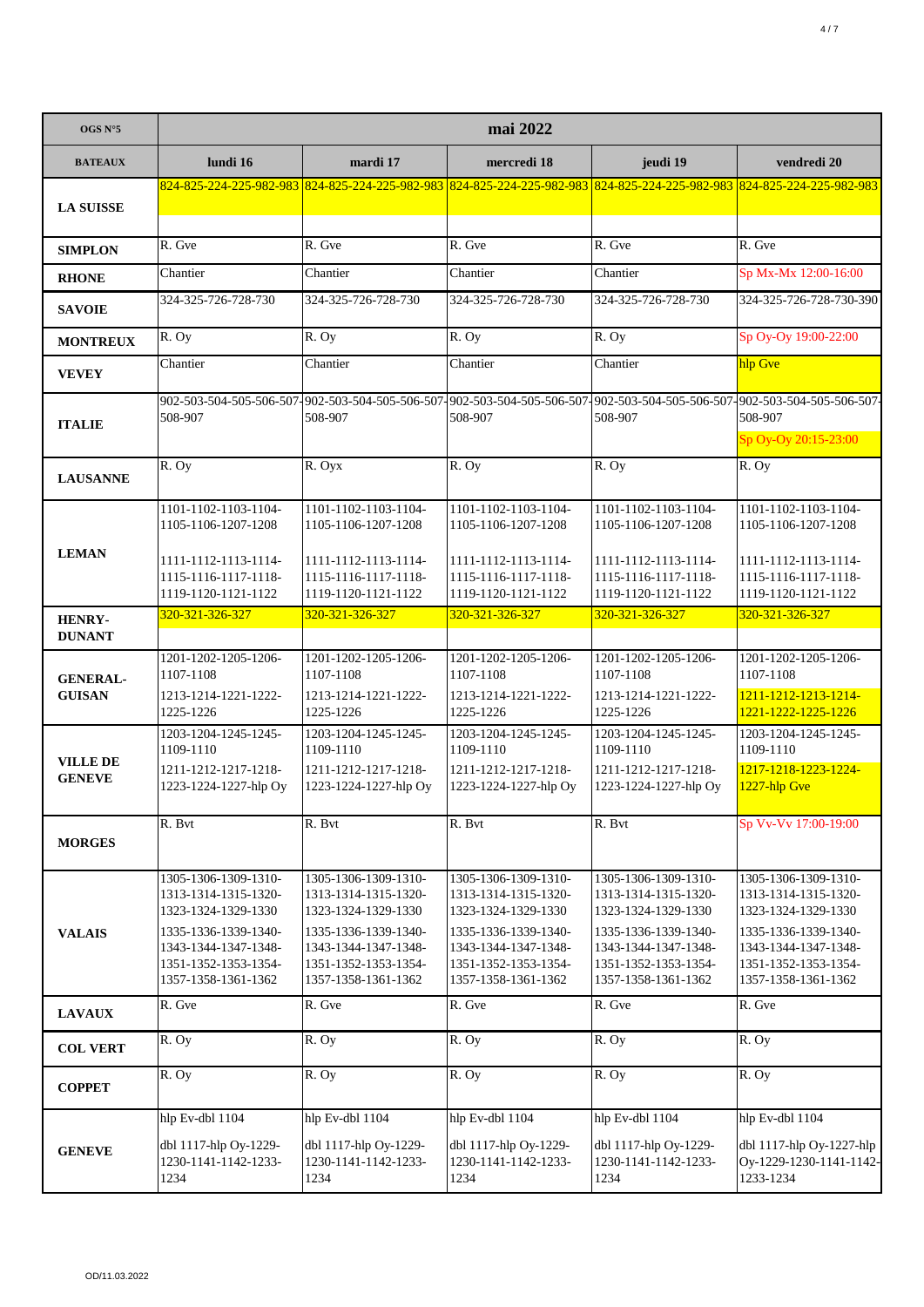| OGS N°5 | mai 2022 | | | | |
|---|---|---|---|---|---|
| **BATEAUX** | **lundi 16** | **mardi 17** | **mercredi 18** | **jeudi 19** | **vendredi 20** |
| **LA SUISSE** | 824-825-224-225-982-983 | 824-825-224-225-982-983 | 824-825-224-225-982-983 | 824-825-224-225-982-983 | 824-825-224-225-982-983 |
| **SIMPLON** | R. Gve | R. Gve | R. Gve | R. Gve | R. Gve |
| **RHONE** | Chantier | Chantier | Chantier | Chantier | Sp Mx-Mx 12:00-16:00 |
| **SAVOIE** | 324-325-726-728-730 | 324-325-726-728-730 | 324-325-726-728-730 | 324-325-726-728-730 | 324-325-726-728-730-390 |
| **MONTREUX** | R. Oy | R. Oy | R. Oy | R. Oy | Sp Oy-Oy 19:00-22:00 |
| **VEVEY** | Chantier | Chantier | Chantier | Chantier | hlp Gve |
| **ITALIE** | 902-503-504-505-506-507-508-907 | 902-503-504-505-506-507-508-907 | 902-503-504-505-506-507-508-907 | 902-503-504-505-506-507-508-907 | 902-503-504-505-506-507-508-907<br>Sp Oy-Oy 20:15-23:00 |
| **LAUSANNE** | R. Oy | R. Oyx | R. Oy | R. Oy | R. Oy |
| **LEMAN** | 1101-1102-1103-1104-1105-1106-1207-1208<br>1111-1112-1113-1114-1115-1116-1117-1118-1119-1120-1121-1122 | 1101-1102-1103-1104-1105-1106-1207-1208<br>1111-1112-1113-1114-1115-1116-1117-1118-1119-1120-1121-1122 | 1101-1102-1103-1104-1105-1106-1207-1208<br>1111-1112-1113-1114-1115-1116-1117-1118-1119-1120-1121-1122 | 1101-1102-1103-1104-1105-1106-1207-1208<br>1111-1112-1113-1114-1115-1116-1117-1118-1119-1120-1121-1122 | 1101-1102-1103-1104-1105-1106-1207-1208<br>1111-1112-1113-1114-1115-1116-1117-1118-1119-1120-1121-1122 |
| **HENRY-DUNANT** | 320-321-326-327 | 320-321-326-327 | 320-321-326-327 | 320-321-326-327 | 320-321-326-327 |
| **GENERAL-GUISAN** | 1201-1202-1205-1206-1107-1108<br>1213-1214-1221-1222-1225-1226 | 1201-1202-1205-1206-1107-1108<br>1213-1214-1221-1222-1225-1226 | 1201-1202-1205-1206-1107-1108<br>1213-1214-1221-1222-1225-1226 | 1201-1202-1205-1206-1107-1108<br>1213-1214-1221-1222-1225-1226 | 1201-1202-1205-1206-1107-1108<br>1211-1212-1213-1214-1221-1222-1225-1226 |
| **VILLE DE GENEVE** | 1203-1204-1245-1245-1109-1110<br>1211-1212-1217-1218-1223-1224-1227-hlp Oy | 1203-1204-1245-1245-1109-1110<br>1211-1212-1217-1218-1223-1224-1227-hlp Oy | 1203-1204-1245-1245-1109-1110<br>1211-1212-1217-1218-1223-1224-1227-hlp Oy | 1203-1204-1245-1245-1109-1110<br>1211-1212-1217-1218-1223-1224-1227-hlp Oy | 1203-1204-1245-1245-1109-1110<br>1217-1218-1223-1224-1227-hlp Gve |
| **MORGES** | R. Bvt | R. Bvt | R. Bvt | R. Bvt | Sp Vv-Vv 17:00-19:00 |
| **VALAIS** | 1305-1306-1309-1310-1313-1314-1315-1320-1323-1324-1329-1330<br>1335-1336-1339-1340-1343-1344-1347-1348-1351-1352-1353-1354-1357-1358-1361-1362 | 1305-1306-1309-1310-1313-1314-1315-1320-1323-1324-1329-1330<br>1335-1336-1339-1340-1343-1344-1347-1348-1351-1352-1353-1354-1357-1358-1361-1362 | 1305-1306-1309-1310-1313-1314-1315-1320-1323-1324-1329-1330<br>1335-1336-1339-1340-1343-1344-1347-1348-1351-1352-1353-1354-1357-1358-1361-1362 | 1305-1306-1309-1310-1313-1314-1315-1320-1323-1324-1329-1330<br>1335-1336-1339-1340-1343-1344-1347-1348-1351-1352-1353-1354-1357-1358-1361-1362 | 1305-1306-1309-1310-1313-1314-1315-1320-1323-1324-1329-1330<br>1335-1336-1339-1340-1343-1344-1347-1348-1351-1352-1353-1354-1357-1358-1361-1362 |
| **LAVAUX** | R. Gve | R. Gve | R. Gve | R. Gve | R. Gve |
| **COL VERT** | R. Oy | R. Oy | R. Oy | R. Oy | R. Oy |
| **COPPET** | R. Oy | R. Oy | R. Oy | R. Oy | R. Oy |
| **GENEVE** | hlp Ev-dbl 1104<br>dbl 1117-hlp Oy-1229-1230-1141-1142-1233-1234 | hlp Ev-dbl 1104<br>dbl 1117-hlp Oy-1229-1230-1141-1142-1233-1234 | hlp Ev-dbl 1104<br>dbl 1117-hlp Oy-1229-1230-1141-1142-1233-1234 | hlp Ev-dbl 1104<br>dbl 1117-hlp Oy-1229-1230-1141-1142-1233-1234 | hlp Ev-dbl 1104<br>dbl 1117-hlp Oy-1227-hlp Oy-1229-1230-1141-1142-1233-1234 |

OD/11.03.2022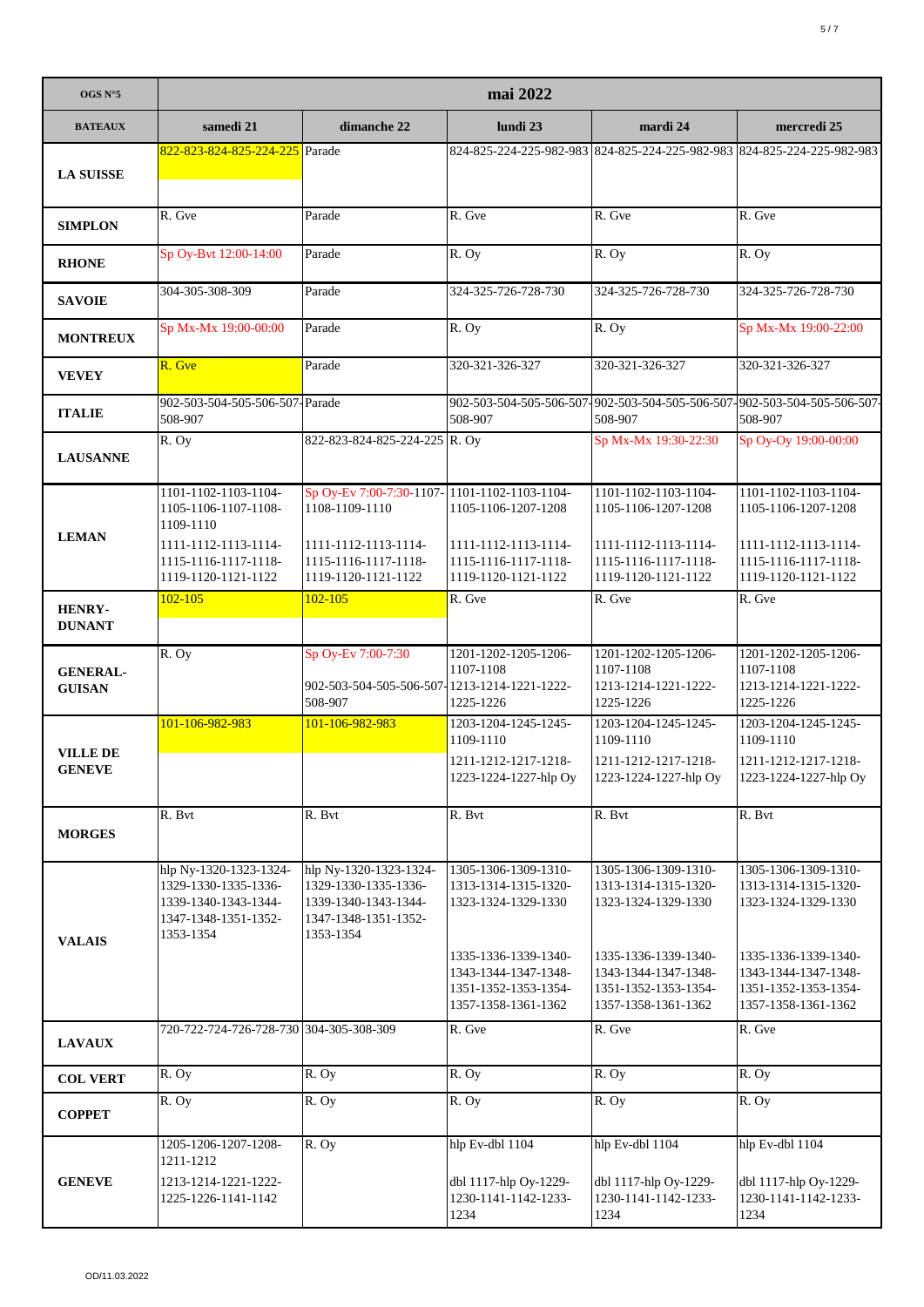| OGS N°5 | mai 2022 | | | | |
|---|---|---|---|---|---|
| **BATEAUX** | **samedi 21** | **dimanche 22** | **lundi 23** | **mardi 24** | **mercredi 25** |
| **LA SUISSE** | 822-823-824-825-224-225 | Parade | 824-825-224-225-982-983 | 824-825-224-225-982-983 | 824-825-224-225-982-983 |
| **SIMPLON** | R. Gve | Parade | R. Gve | R. Gve | R. Gve |
| **RHONE** | Sp Oy-Bvt 12:00-14:00 | Parade | R. Oy | R. Oy | R. Oy |
| **SAVOIE** | 304-305-308-309 | Parade | 324-325-726-728-730 | 324-325-726-728-730 | 324-325-726-728-730 |
| **MONTREUX** | Sp Mx-Mx 19:00-00:00 | Parade | R. Oy | R. Oy | Sp Mx-Mx 19:00-22:00 |
| **VEVEY** | R. Gve | Parade | 320-321-326-327 | 320-321-326-327 | 320-321-326-327 |
| **ITALIE** | 902-503-504-505-506-507-508-907 | Parade | 902-503-504-505-506-507-508-907 | 902-503-504-505-506-507-508-907 | 902-503-504-505-506-507-508-907 |
| **LAUSANNE** | R. Oy | 822-823-824-825-224-225 | R. Oy | Sp Mx-Mx 19:30-22:30 | Sp Oy-Oy 19:00-00:00 |
| **LEMAN** | 1101-1102-1103-1104-1105-1106-1107-1108-1109-1110<br>1111-1112-1113-1114-1115-1116-1117-1118-1119-1120-1121-1122 | Sp Oy-Ev 7:00-7:30-1107-1108-1109-1110<br>1111-1112-1113-1114-1115-1116-1117-1118-1119-1120-1121-1122 | 1101-1102-1103-1104-1105-1106-1207-1208<br>1111-1112-1113-1114-1115-1116-1117-1118-1119-1120-1121-1122 | 1101-1102-1103-1104-1105-1106-1207-1208<br>1111-1112-1113-1114-1115-1116-1117-1118-1119-1120-1121-1122 | 1101-1102-1103-1104-1105-1106-1207-1208<br>1111-1112-1113-1114-1115-1116-1117-1118-1119-1120-1121-1122 |
| **HENRY-DUNANT** | 102-105 | 102-105 | R. Gve | R. Gve | R. Gve |
| **GENERAL-GUISAN** | R. Oy | Sp Oy-Ev 7:00-7:30<br>902-503-504-505-506-507-508-907 | 1201-1202-1205-1206-1107-1108<br>1213-1214-1221-1222-1225-1226 | 1201-1202-1205-1206-1107-1108<br>1213-1214-1221-1222-1225-1226 | 1201-1202-1205-1206-1107-1108<br>1213-1214-1221-1222-1225-1226 |
| **VILLE DE GENEVE** | 101-106-982-983 | 101-106-982-983 | 1203-1204-1245-1245-1109-1110<br>1211-1212-1217-1218-1223-1224-1227-hlp Oy | 1203-1204-1245-1245-1109-1110<br>1211-1212-1217-1218-1223-1224-1227-hlp Oy | 1203-1204-1245-1245-1109-1110<br>1211-1212-1217-1218-1223-1224-1227-hlp Oy |
| **MORGES** | R. Bvt | R. Bvt | R. Bvt | R. Bvt | R. Bvt |
| **VALAIS** | hlp Ny-1320-1323-1324-1329-1330-1335-1336-1339-1340-1343-1344-1347-1348-1351-1352-1353-1354 | hlp Ny-1320-1323-1324-1329-1330-1335-1336-1339-1340-1343-1344-1347-1348-1351-1352-1353-1354 | 1305-1306-1309-1310-1313-1314-1315-1320-1323-1324-1329-1330<br>1335-1336-1339-1340-1343-1344-1347-1348-1351-1352-1353-1354-1357-1358-1361-1362 | 1305-1306-1309-1310-1313-1314-1315-1320-1323-1324-1329-1330<br>1335-1336-1339-1340-1343-1344-1347-1348-1351-1352-1353-1354-1357-1358-1361-1362 | 1305-1306-1309-1310-1313-1314-1315-1320-1323-1324-1329-1330<br>1335-1336-1339-1340-1343-1344-1347-1348-1351-1352-1353-1354-1357-1358-1361-1362 |
| **LAVAUX** | 720-722-724-726-728-730 | 304-305-308-309 | R. Gve | R. Gve | R. Gve |
| **COL VERT** | R. Oy | R. Oy | R. Oy | R. Oy | R. Oy |
| **COPPET** | R. Oy | R. Oy | R. Oy | R. Oy | R. Oy |
| **GENEVE** | 1205-1206-1207-1208-1211-1212<br>1213-1214-1221-1222-1225-1226-1141-1142 | R. Oy | hlp Ev-dbl 1104<br>dbl 1117-hlp Oy-1229-1230-1141-1142-1233-1234 | hlp Ev-dbl 1104<br>dbl 1117-hlp Oy-1229-1230-1141-1142-1233-1234 | hlp Ev-dbl 1104<br>dbl 1117-hlp Oy-1229-1230-1141-1142-1233-1234 |

OD/11.03.2022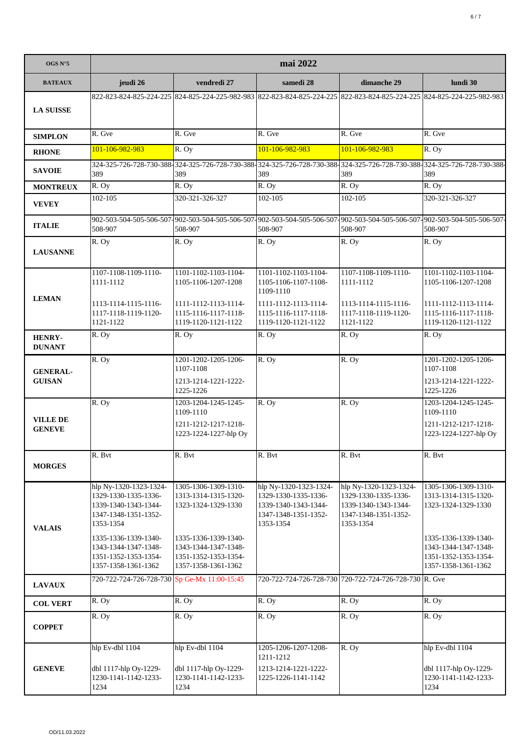| OGS N°5 | mai 2022 | | | | |
|---|---|---|---|---|---|
| **BATEAUX** | **jeudi 26** | **vendredi 27** | **samedi 28** | **dimanche 29** | **lundi 30** |
| **LA SUISSE** | 822-823-824-825-224-225 | 824-825-224-225-982-983 | 822-823-824-825-224-225 | 822-823-824-825-224-225 | 824-825-224-225-982-983 |
| **SIMPLON** | R. Gve | R. Gve | R. Gve | R. Gve | R. Gve |
| **RHONE** | 101-106-982-983 | R. Oy | 101-106-982-983 | 101-106-982-983 | R. Oy |
| **SAVOIE** | 324-325-726-728-730-388-389 | 324-325-726-728-730-388-389 | 324-325-726-728-730-388-389 | 324-325-726-728-730-388-389 | 324-325-726-728-730-388-389 |
| **MONTREUX** | R. Oy | R. Oy | R. Oy | R. Oy | R. Oy |
| **VEVEY** | 102-105 | 320-321-326-327 | 102-105 | 102-105 | 320-321-326-327 |
| **ITALIE** | 902-503-504-505-506-507-508-907 | 902-503-504-505-506-507-508-907 | 902-503-504-505-506-507-508-907 | 902-503-504-505-506-507-508-907 | 902-503-504-505-506-507-508-907 |
| **LAUSANNE** | R. Oy | R. Oy | R. Oy | R. Oy | R. Oy |
| **LEMAN** | 1107-1108-1109-1110-1111-1112<br>1113-1114-1115-1116-1117-1118-1119-1120-1121-1122 | 1101-1102-1103-1104-1105-1106-1207-1208<br>1111-1112-1113-1114-1115-1116-1117-1118-1119-1120-1121-1122 | 1101-1102-1103-1104-1105-1106-1107-1108-1109-1110<br>1111-1112-1113-1114-1115-1116-1117-1118-1119-1120-1121-1122 | 1107-1108-1109-1110-1111-1112<br>1113-1114-1115-1116-1117-1118-1119-1120-1121-1122 | 1101-1102-1103-1104-1105-1106-1207-1208<br>1111-1112-1113-1114-1115-1116-1117-1118-1119-1120-1121-1122 |
| **HENRY-DUNANT** | R. Oy | R. Oy | R. Oy | R. Oy | R. Oy |
| **GENERAL-GUISAN** | R. Oy | 1201-1202-1205-1206-1107-1108<br>1213-1214-1221-1222-1225-1226 | R. Oy | R. Oy | 1201-1202-1205-1206-1107-1108<br>1213-1214-1221-1222-1225-1226 |
| **VILLE DE GENEVE** | R. Oy | 1203-1204-1245-1245-1109-1110<br>1211-1212-1217-1218-1223-1224-1227-hlp Oy | R. Oy | R. Oy | 1203-1204-1245-1245-1109-1110<br>1211-1212-1217-1218-1223-1224-1227-hlp Oy |
| **MORGES** | R. Bvt | R. Bvt | R. Bvt | R. Bvt | R. Bvt |
| **VALAIS** | hlp Ny-1320-1323-1324-1329-1330-1335-1336-1339-1340-1343-1344-1347-1348-1351-1352-1353-1354<br>1335-1336-1339-1340-1343-1344-1347-1348-1351-1352-1353-1354-1357-1358-1361-1362 | 1305-1306-1309-1310-1313-1314-1315-1320-1323-1324-1329-1330<br>1335-1336-1339-1340-1343-1344-1347-1348-1351-1352-1353-1354-1357-1358-1361-1362 | hlp Ny-1320-1323-1324-1329-1330-1335-1336-1339-1340-1343-1344-1347-1348-1351-1352-1353-1354 | hlp Ny-1320-1323-1324-1329-1330-1335-1336-1339-1340-1343-1344-1347-1348-1351-1352-1353-1354 | 1305-1306-1309-1310-1313-1314-1315-1320-1323-1324-1329-1330<br>1335-1336-1339-1340-1343-1344-1347-1348-1351-1352-1353-1354-1357-1358-1361-1362 |
| **LAVAUX** | 720-722-724-726-728-730 | Sp Ge-Mx 11:00-15:45 | 720-722-724-726-728-730 | 720-722-724-726-728-730 | R. Gve |
| **COL VERT** | R. Oy | R. Oy | R. Oy | R. Oy | R. Oy |
| **COPPET** | R. Oy | R. Oy | R. Oy | R. Oy | R. Oy |
| **GENEVE** | hlp Ev-dbl 1104<br>dbl 1117-hlp Oy-1229-1230-1141-1142-1233-1234 | hlp Ev-dbl 1104<br>dbl 1117-hlp Oy-1229-1230-1141-1142-1233-1234 | 1205-1206-1207-1208-1211-1212<br>1213-1214-1221-1222-1225-1226-1141-1142 | R. Oy | hlp Ev-dbl 1104<br>dbl 1117-hlp Oy-1229-1230-1141-1142-1233-1234 |

OD/11.03.2022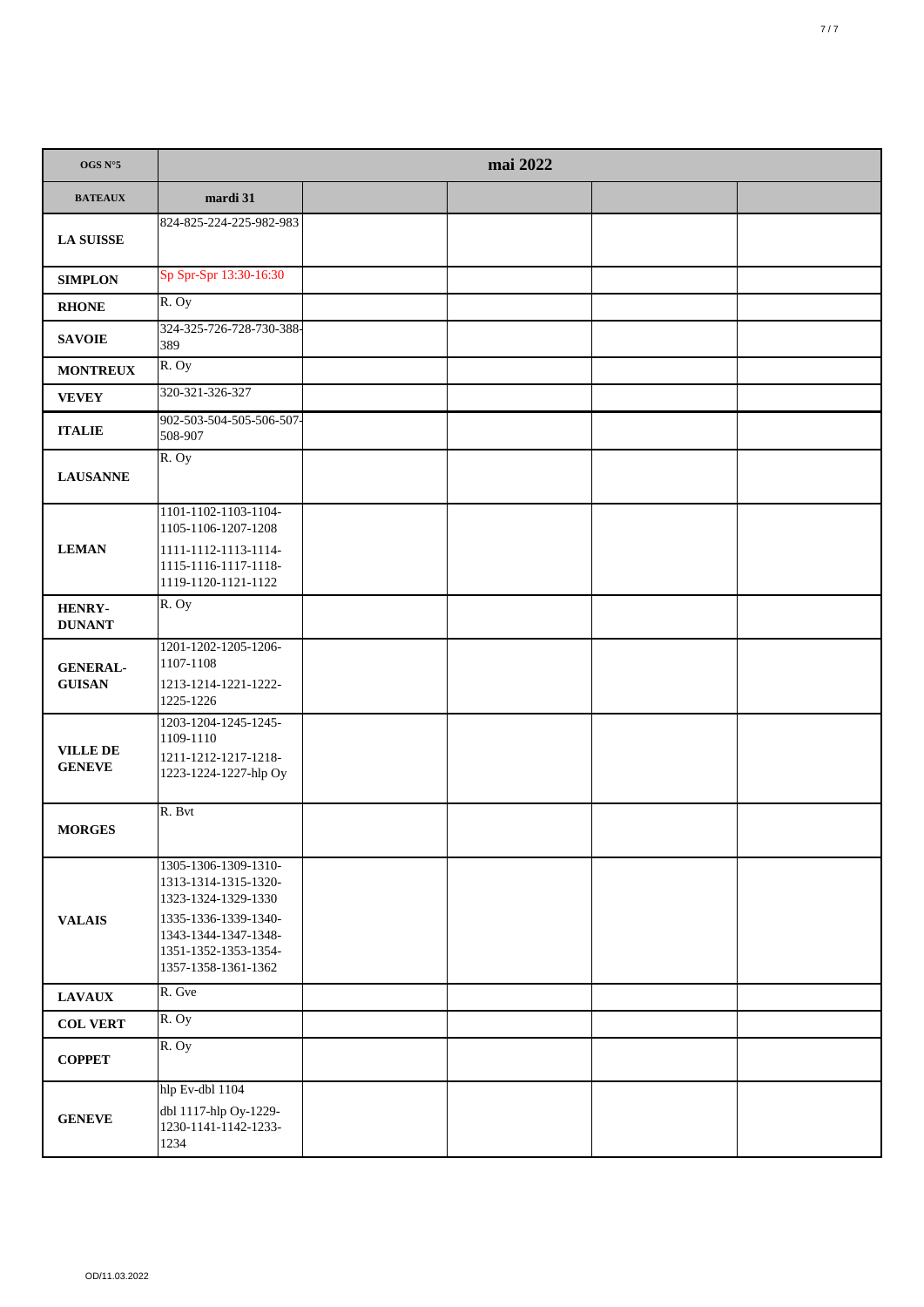| OGS N°5 | mai 2022 | | | | |
|---|---|---|---|---|---|
| BATEAUX | mardi 31 | | | | |
| LA SUISSE | 824-825-224-225-982-983 | | | | |
| SIMPLON | Sp Spr-Spr 13:30-16:30 | | | | |
| RHONE | R. Oy | | | | |
| SAVOIE | 324-325-726-728-730-388-389 | | | | |
| MONTREUX | R. Oy | | | | |
| VEVEY | 320-321-326-327 | | | | |
| ITALIE | 902-503-504-505-506-507-508-907 | | | | |
| LAUSANNE | R. Oy | | | | |
| LEMAN | 1101-1102-1103-1104-1105-1106-1207-1208 1111-1112-1113-1114-1115-1116-1117-1118-1119-1120-1121-1122 | | | | |
| HENRY-DUNANT | R. Oy | | | | |
| GENERAL-GUISAN | 1201-1202-1205-1206-1107-1108 1213-1214-1221-1222-1225-1226 | | | | |
| VILLE DE GENEVE | 1203-1204-1245-1245-1109-1110 1211-1212-1217-1218-1223-1224-1227-hlp Oy | | | | |
| MORGES | R. Bvt | | | | |
| VALAIS | 1305-1306-1309-1310-1313-1314-1315-1320-1323-1324-1329-1330 1335-1336-1339-1340-1343-1344-1347-1348-1351-1352-1353-1354-1357-1358-1361-1362 | | | | |
| LAVAUX | R. Gve | | | | |
| COL VERT | R. Oy | | | | |
| COPPET | R. Oy | | | | |
| GENEVE | hlp Ev-dbl 1104 dbl 1117-hlp Oy-1229-1230-1141-1142-1233-1234 | | | | |

OD/11.03.2022